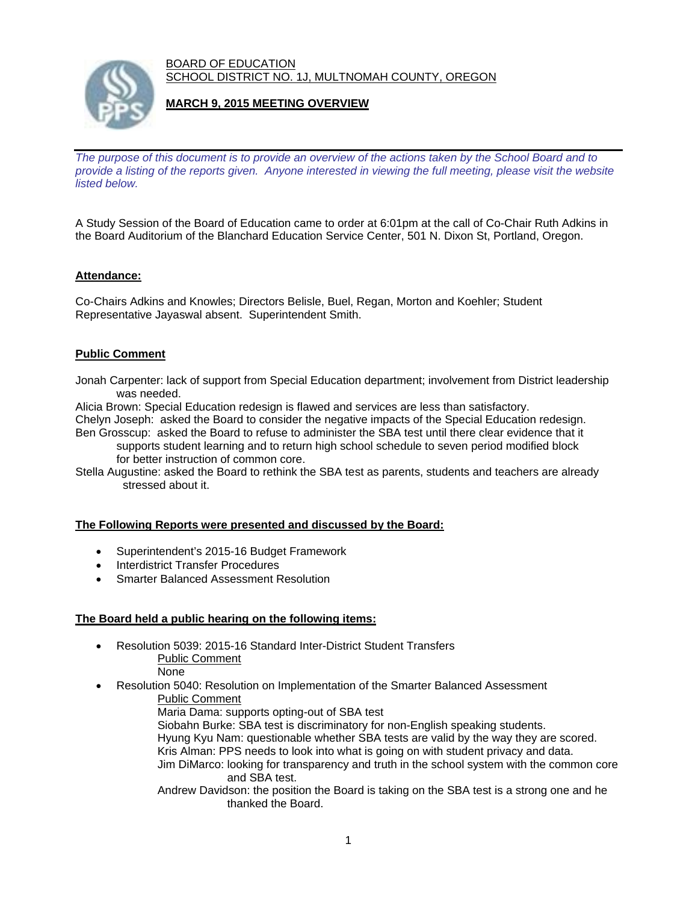BOARD OF EDUCATION
SCHOOL DISTRICT NO. 1J, MULTNOMAH COUNTY, OREGON

**MARCH 9, 2015 MEETING OVERVIEW**

*The purpose of this document is to provide an overview of the actions taken by the School Board and to provide a listing of the reports given. Anyone interested in viewing the full meeting, please visit the website listed below.*

A Study Session of the Board of Education came to order at 6:01pm at the call of Co-Chair Ruth Adkins in the Board Auditorium of the Blanchard Education Service Center, 501 N. Dixon St, Portland, Oregon.

**Attendance:**

Co-Chairs Adkins and Knowles; Directors Belisle, Buel, Regan, Morton and Koehler; Student Representative Jayaswal absent. Superintendent Smith.

**Public Comment**

Jonah Carpenter: lack of support from Special Education department; involvement from District leadership was needed.
Alicia Brown: Special Education redesign is flawed and services are less than satisfactory.
Chelyn Joseph: asked the Board to consider the negative impacts of the Special Education redesign.
Ben Grosscup: asked the Board to refuse to administer the SBA test until there clear evidence that it supports student learning and to return high school schedule to seven period modified block for better instruction of common core.
Stella Augustine: asked the Board to rethink the SBA test as parents, students and teachers are already stressed about it.

**The Following Reports were presented and discussed by the Board:**

- Superintendent's 2015-16 Budget Framework
- Interdistrict Transfer Procedures
- Smarter Balanced Assessment Resolution

**The Board held a public hearing on the following items:**

- Resolution 5039: 2015-16 Standard Inter-District Student Transfers
  Public Comment
  None
- Resolution 5040: Resolution on Implementation of the Smarter Balanced Assessment
  Public Comment
  Maria Dama: supports opting-out of SBA test
  Siobahn Burke: SBA test is discriminatory for non-English speaking students.
  Hyung Kyu Nam: questionable whether SBA tests are valid by the way they are scored.
  Kris Alman: PPS needs to look into what is going on with student privacy and data.
  Jim DiMarco: looking for transparency and truth in the school system with the common core and SBA test.
  Andrew Davidson: the position the Board is taking on the SBA test is a strong one and he thanked the Board.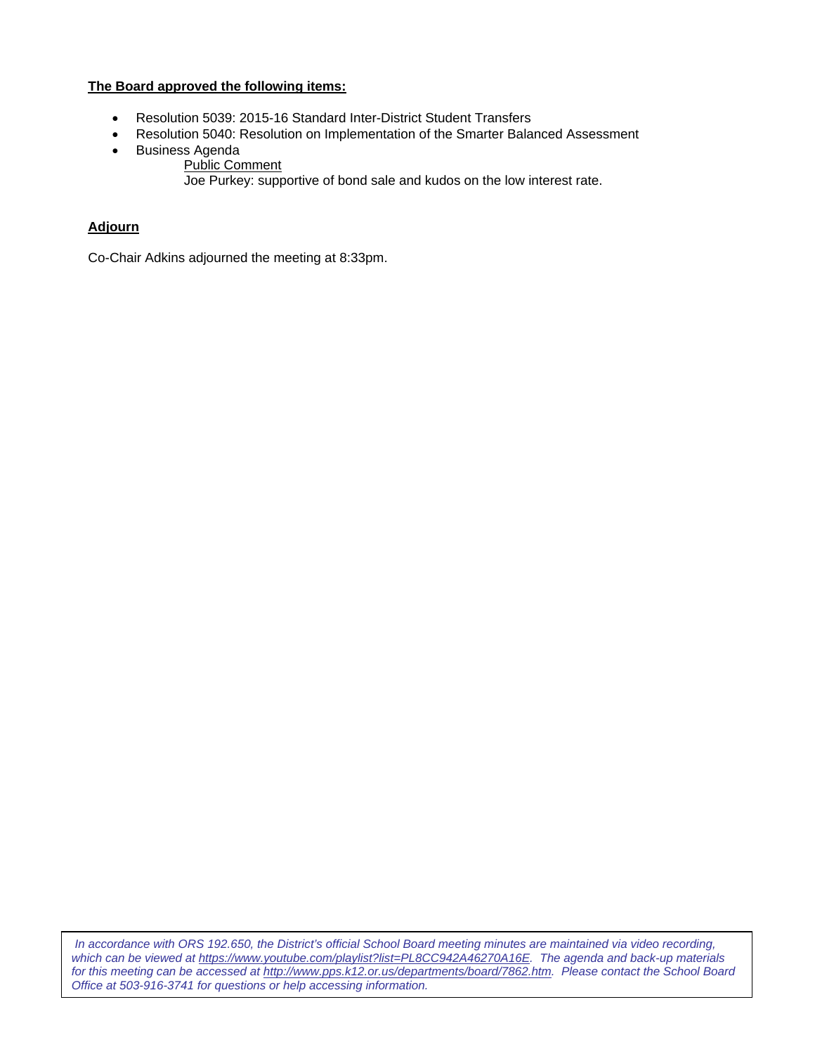**The Board approved the following items:**

- Resolution 5039: 2015-16 Standard Inter-District Student Transfers
- Resolution 5040: Resolution on Implementation of the Smarter Balanced Assessment
- Business Agenda

  Public Comment

  Joe Purkey: supportive of bond sale and kudos on the low interest rate.

**Adjourn**

Co-Chair Adkins adjourned the meeting at 8:33pm.

*In accordance with ORS 192.650, the District's official School Board meeting minutes are maintained via video recording, which can be viewed at https://www.youtube.com/playlist?list=PL8CC942A46270A16E. The agenda and back-up materials for this meeting can be accessed at http://www.pps.k12.or.us/departments/board/7862.htm. Please contact the School Board Office at 503-916-3741 for questions or help accessing information.*